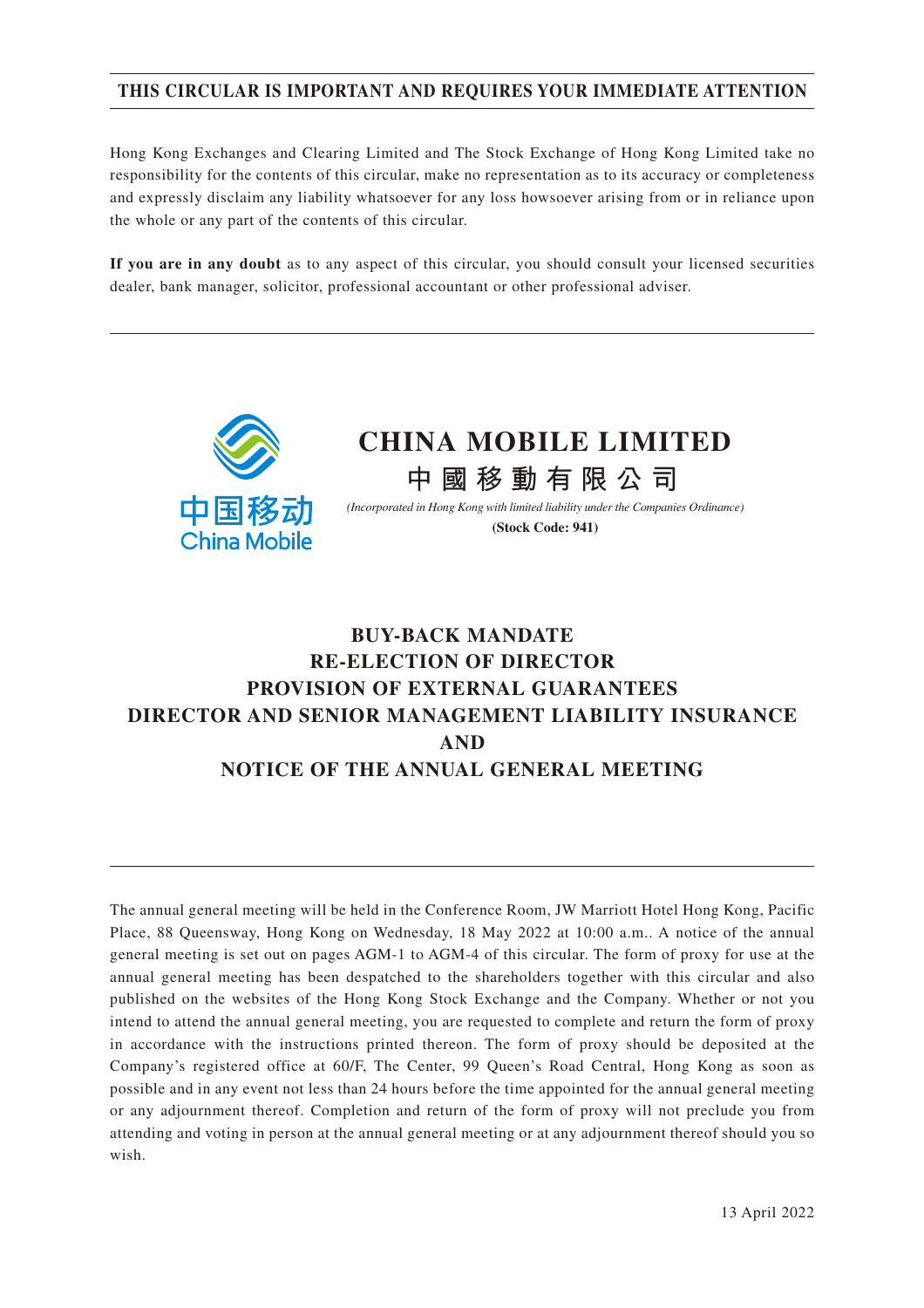**THIS CIRCULAR IS IMPORTANT AND REQUIRES YOUR IMMEDIATE ATTENTION**

Hong Kong Exchanges and Clearing Limited and The Stock Exchange of Hong Kong Limited take no responsibility for the contents of this circular, make no representation as to its accuracy or completeness and expressly disclaim any liability whatsoever for any loss howsoever arising from or in reliance upon the whole or any part of the contents of this circular.

**If you are in any doubt** as to any aspect of this circular, you should consult your licensed securities dealer, bank manager, solicitor, professional accountant or other professional adviser.

中国移动
China Mobile

# CHINA MOBILE LIMITED

**中 國 移 動 有 限 公 司**

*(Incorporated in Hong Kong with limited liability under the Companies Ordinance)*

**(Stock Code: 941)**

## BUY-BACK MANDATE
## RE-ELECTION OF DIRECTOR
## PROVISION OF EXTERNAL GUARANTEES
## DIRECTOR AND SENIOR MANAGEMENT LIABILITY INSURANCE
## AND
## NOTICE OF THE ANNUAL GENERAL MEETING

The annual general meeting will be held in the Conference Room, JW Marriott Hotel Hong Kong, Pacific Place, 88 Queensway, Hong Kong on Wednesday, 18 May 2022 at 10:00 a.m.. A notice of the annual general meeting is set out on pages AGM-1 to AGM-4 of this circular. The form of proxy for use at the annual general meeting has been despatched to the shareholders together with this circular and also published on the websites of the Hong Kong Stock Exchange and the Company. Whether or not you intend to attend the annual general meeting, you are requested to complete and return the form of proxy in accordance with the instructions printed thereon. The form of proxy should be deposited at the Company's registered office at 60/F, The Center, 99 Queen's Road Central, Hong Kong as soon as possible and in any event not less than 24 hours before the time appointed for the annual general meeting or any adjournment thereof. Completion and return of the form of proxy will not preclude you from attending and voting in person at the annual general meeting or at any adjournment thereof should you so wish.

13 April 2022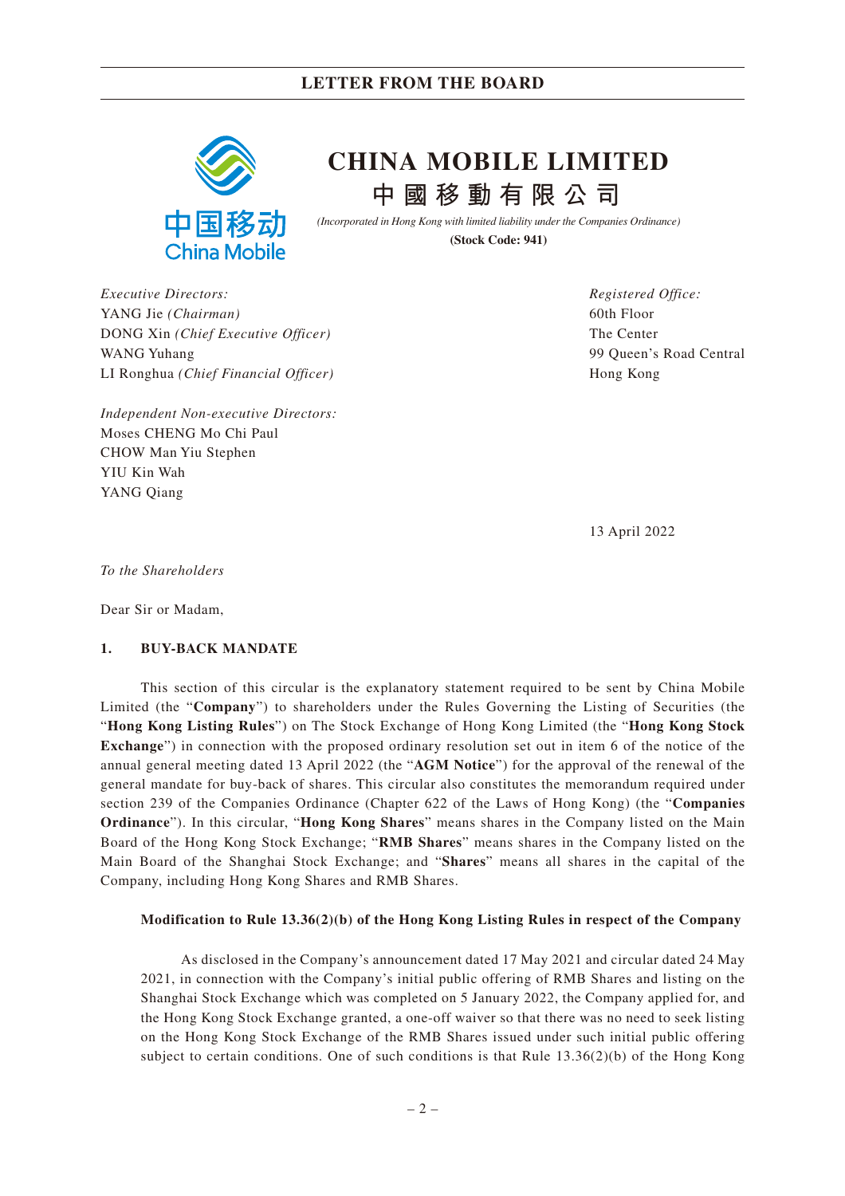## LETTER FROM THE BOARD

# CHINA MOBILE LIMITED

# 中國移動有限公司

*(Incorporated in Hong Kong with limited liability under the Companies Ordinance)*

**(Stock Code: 941)**

*Executive Directors:*
YANG Jie *(Chairman)*
DONG Xin *(Chief Executive Officer)*
WANG Yuhang
LI Ronghua *(Chief Financial Officer)*

*Independent Non-executive Directors:*
Moses CHENG Mo Chi Paul
CHOW Man Yiu Stephen
YIU Kin Wah
YANG Qiang

*Registered Office:*
60th Floor
The Center
99 Queen's Road Central
Hong Kong

13 April 2022

*To the Shareholders*

Dear Sir or Madam,

### 1. BUY-BACK MANDATE

This section of this circular is the explanatory statement required to be sent by China Mobile Limited (the "**Company**") to shareholders under the Rules Governing the Listing of Securities (the "**Hong Kong Listing Rules**") on The Stock Exchange of Hong Kong Limited (the "**Hong Kong Stock Exchange**") in connection with the proposed ordinary resolution set out in item 6 of the notice of the annual general meeting dated 13 April 2022 (the "**AGM Notice**") for the approval of the renewal of the general mandate for buy-back of shares. This circular also constitutes the memorandum required under section 239 of the Companies Ordinance (Chapter 622 of the Laws of Hong Kong) (the "**Companies Ordinance**"). In this circular, "**Hong Kong Shares**" means shares in the Company listed on the Main Board of the Hong Kong Stock Exchange; "**RMB Shares**" means shares in the Company listed on the Main Board of the Shanghai Stock Exchange; and "**Shares**" means all shares in the capital of the Company, including Hong Kong Shares and RMB Shares.

**Modification to Rule 13.36(2)(b) of the Hong Kong Listing Rules in respect of the Company**

As disclosed in the Company's announcement dated 17 May 2021 and circular dated 24 May 2021, in connection with the Company's initial public offering of RMB Shares and listing on the Shanghai Stock Exchange which was completed on 5 January 2022, the Company applied for, and the Hong Kong Stock Exchange granted, a one-off waiver so that there was no need to seek listing on the Hong Kong Stock Exchange of the RMB Shares issued under such initial public offering subject to certain conditions. One of such conditions is that Rule 13.36(2)(b) of the Hong Kong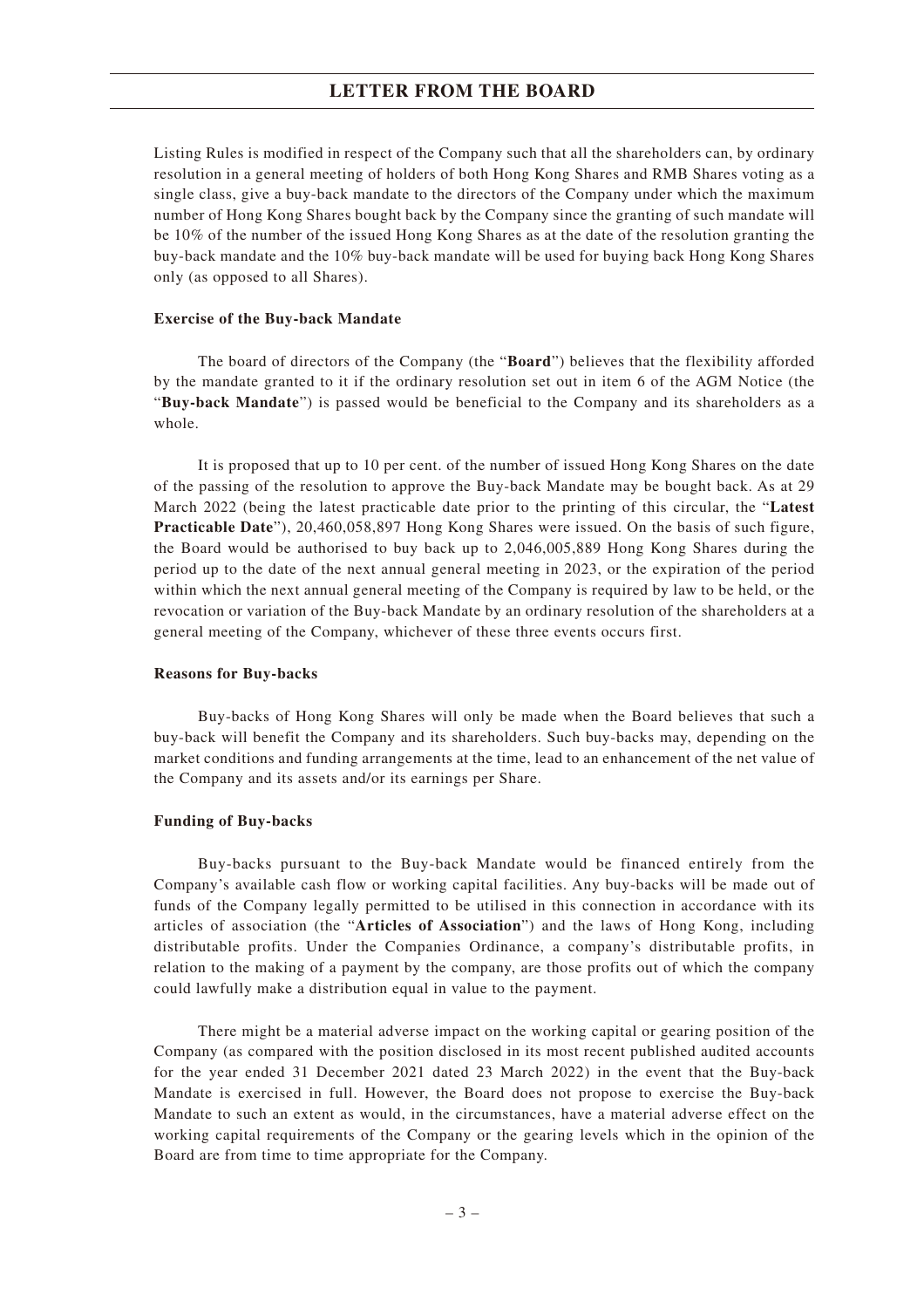Listing Rules is modified in respect of the Company such that all the shareholders can, by ordinary resolution in a general meeting of holders of both Hong Kong Shares and RMB Shares voting as a single class, give a buy-back mandate to the directors of the Company under which the maximum number of Hong Kong Shares bought back by the Company since the granting of such mandate will be 10% of the number of the issued Hong Kong Shares as at the date of the resolution granting the buy-back mandate and the 10% buy-back mandate will be used for buying back Hong Kong Shares only (as opposed to all Shares).

**Exercise of the Buy-back Mandate**

The board of directors of the Company (the "**Board**") believes that the flexibility afforded by the mandate granted to it if the ordinary resolution set out in item 6 of the AGM Notice (the "**Buy-back Mandate**") is passed would be beneficial to the Company and its shareholders as a whole.

It is proposed that up to 10 per cent. of the number of issued Hong Kong Shares on the date of the passing of the resolution to approve the Buy-back Mandate may be bought back. As at 29 March 2022 (being the latest practicable date prior to the printing of this circular, the "**Latest Practicable Date**"), 20,460,058,897 Hong Kong Shares were issued. On the basis of such figure, the Board would be authorised to buy back up to 2,046,005,889 Hong Kong Shares during the period up to the date of the next annual general meeting in 2023, or the expiration of the period within which the next annual general meeting of the Company is required by law to be held, or the revocation or variation of the Buy-back Mandate by an ordinary resolution of the shareholders at a general meeting of the Company, whichever of these three events occurs first.

**Reasons for Buy-backs**

Buy-backs of Hong Kong Shares will only be made when the Board believes that such a buy-back will benefit the Company and its shareholders. Such buy-backs may, depending on the market conditions and funding arrangements at the time, lead to an enhancement of the net value of the Company and its assets and/or its earnings per Share.

**Funding of Buy-backs**

Buy-backs pursuant to the Buy-back Mandate would be financed entirely from the Company's available cash flow or working capital facilities. Any buy-backs will be made out of funds of the Company legally permitted to be utilised in this connection in accordance with its articles of association (the "**Articles of Association**") and the laws of Hong Kong, including distributable profits. Under the Companies Ordinance, a company's distributable profits, in relation to the making of a payment by the company, are those profits out of which the company could lawfully make a distribution equal in value to the payment.

There might be a material adverse impact on the working capital or gearing position of the Company (as compared with the position disclosed in its most recent published audited accounts for the year ended 31 December 2021 dated 23 March 2022) in the event that the Buy-back Mandate is exercised in full. However, the Board does not propose to exercise the Buy-back Mandate to such an extent as would, in the circumstances, have a material adverse effect on the working capital requirements of the Company or the gearing levels which in the opinion of the Board are from time to time appropriate for the Company.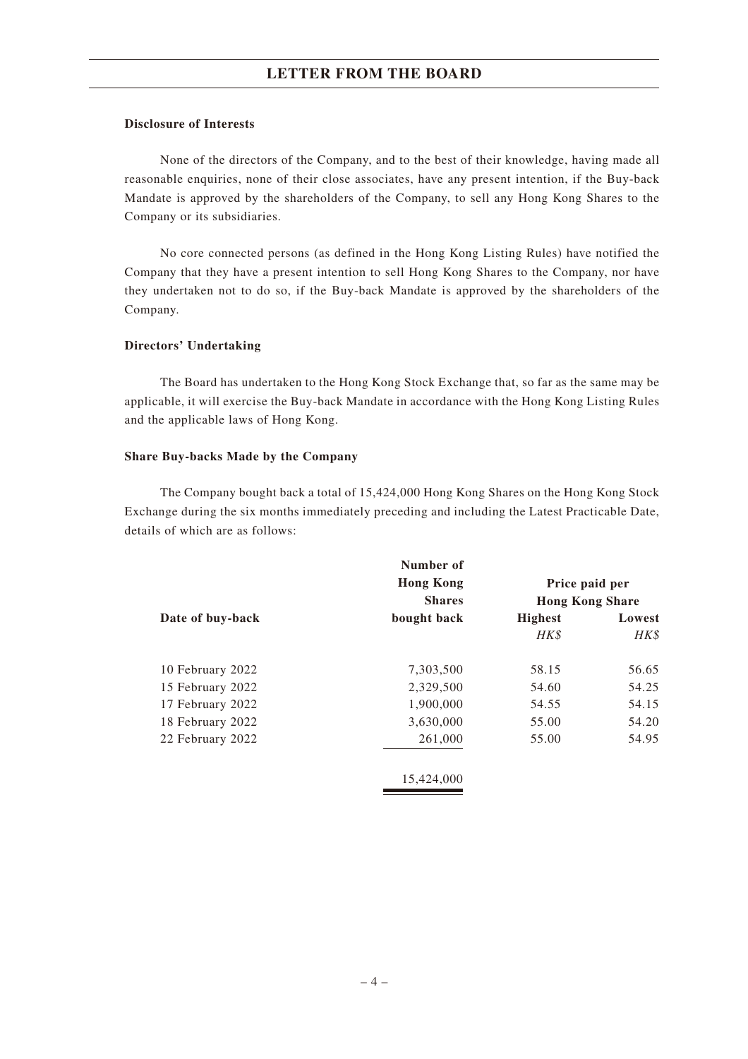**Disclosure of Interests**

None of the directors of the Company, and to the best of their knowledge, having made all reasonable enquiries, none of their close associates, have any present intention, if the Buy-back Mandate is approved by the shareholders of the Company, to sell any Hong Kong Shares to the Company or its subsidiaries.

No core connected persons (as defined in the Hong Kong Listing Rules) have notified the Company that they have a present intention to sell Hong Kong Shares to the Company, nor have they undertaken not to do so, if the Buy-back Mandate is approved by the shareholders of the Company.

**Directors' Undertaking**

The Board has undertaken to the Hong Kong Stock Exchange that, so far as the same may be applicable, it will exercise the Buy-back Mandate in accordance with the Hong Kong Listing Rules and the applicable laws of Hong Kong.

**Share Buy-backs Made by the Company**

The Company bought back a total of 15,424,000 Hong Kong Shares on the Hong Kong Stock Exchange during the six months immediately preceding and including the Latest Practicable Date, details of which are as follows:

| Date of buy-back | Number of Hong Kong Shares bought back | Price paid per Hong Kong Share | |
|---|---|---|---|
| | | **Highest** | **Lowest** |
| | | *HK$* | *HK$* |
| 10 February 2022 | 7,303,500 | 58.15 | 56.65 |
| 15 February 2022 | 2,329,500 | 54.60 | 54.25 |
| 17 February 2022 | 1,900,000 | 54.55 | 54.15 |
| 18 February 2022 | 3,630,000 | 55.00 | 54.20 |
| 22 February 2022 | 261,000 | 55.00 | 54.95 |
| | 15,424,000 | | |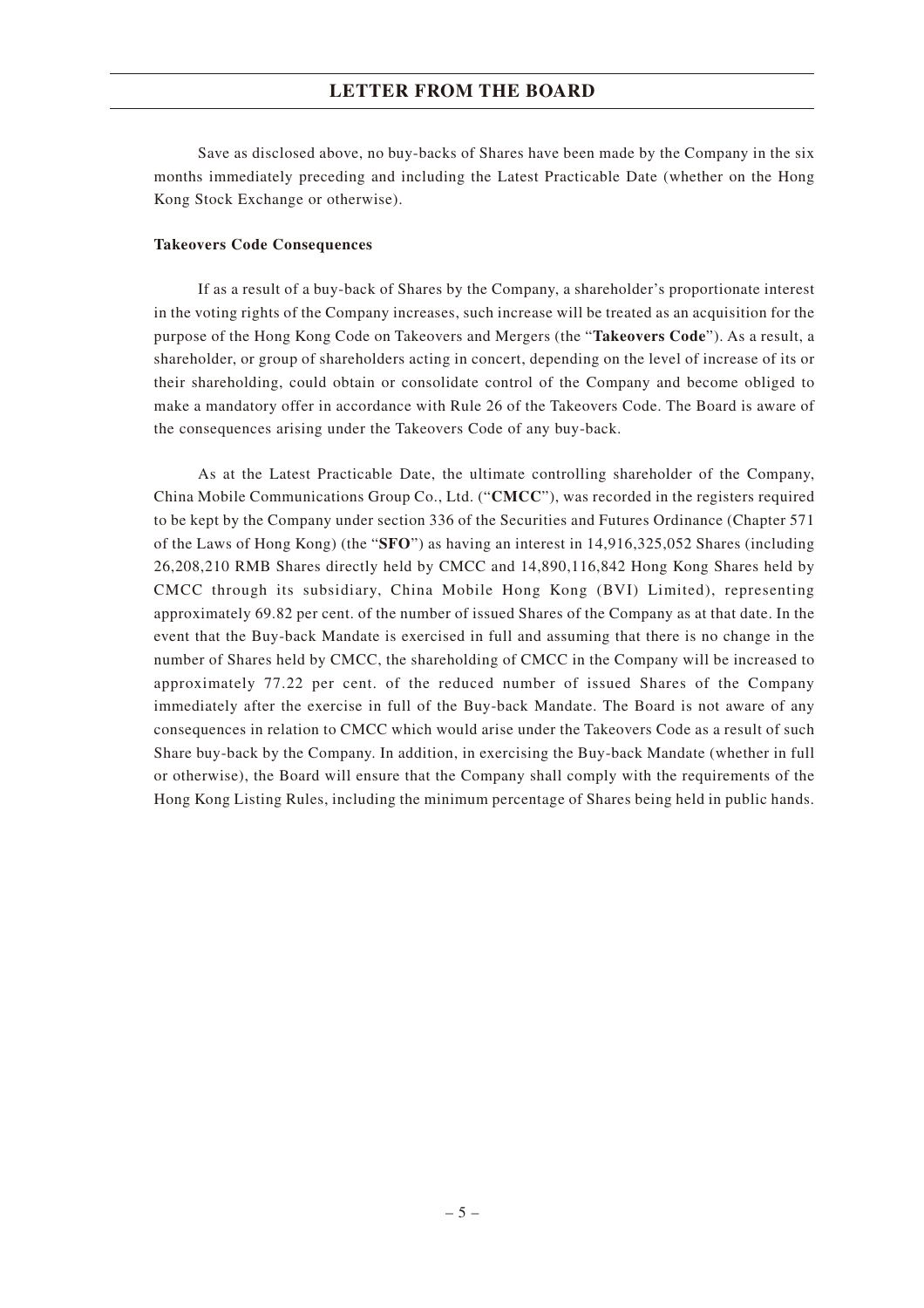Save as disclosed above, no buy-backs of Shares have been made by the Company in the six months immediately preceding and including the Latest Practicable Date (whether on the Hong Kong Stock Exchange or otherwise).

**Takeovers Code Consequences**

If as a result of a buy-back of Shares by the Company, a shareholder's proportionate interest in the voting rights of the Company increases, such increase will be treated as an acquisition for the purpose of the Hong Kong Code on Takeovers and Mergers (the "**Takeovers Code**"). As a result, a shareholder, or group of shareholders acting in concert, depending on the level of increase of its or their shareholding, could obtain or consolidate control of the Company and become obliged to make a mandatory offer in accordance with Rule 26 of the Takeovers Code. The Board is aware of the consequences arising under the Takeovers Code of any buy-back.

As at the Latest Practicable Date, the ultimate controlling shareholder of the Company, China Mobile Communications Group Co., Ltd. ("**CMCC**"), was recorded in the registers required to be kept by the Company under section 336 of the Securities and Futures Ordinance (Chapter 571 of the Laws of Hong Kong) (the "**SFO**") as having an interest in 14,916,325,052 Shares (including 26,208,210 RMB Shares directly held by CMCC and 14,890,116,842 Hong Kong Shares held by CMCC through its subsidiary, China Mobile Hong Kong (BVI) Limited), representing approximately 69.82 per cent. of the number of issued Shares of the Company as at that date. In the event that the Buy-back Mandate is exercised in full and assuming that there is no change in the number of Shares held by CMCC, the shareholding of CMCC in the Company will be increased to approximately 77.22 per cent. of the reduced number of issued Shares of the Company immediately after the exercise in full of the Buy-back Mandate. The Board is not aware of any consequences in relation to CMCC which would arise under the Takeovers Code as a result of such Share buy-back by the Company. In addition, in exercising the Buy-back Mandate (whether in full or otherwise), the Board will ensure that the Company shall comply with the requirements of the Hong Kong Listing Rules, including the minimum percentage of Shares being held in public hands.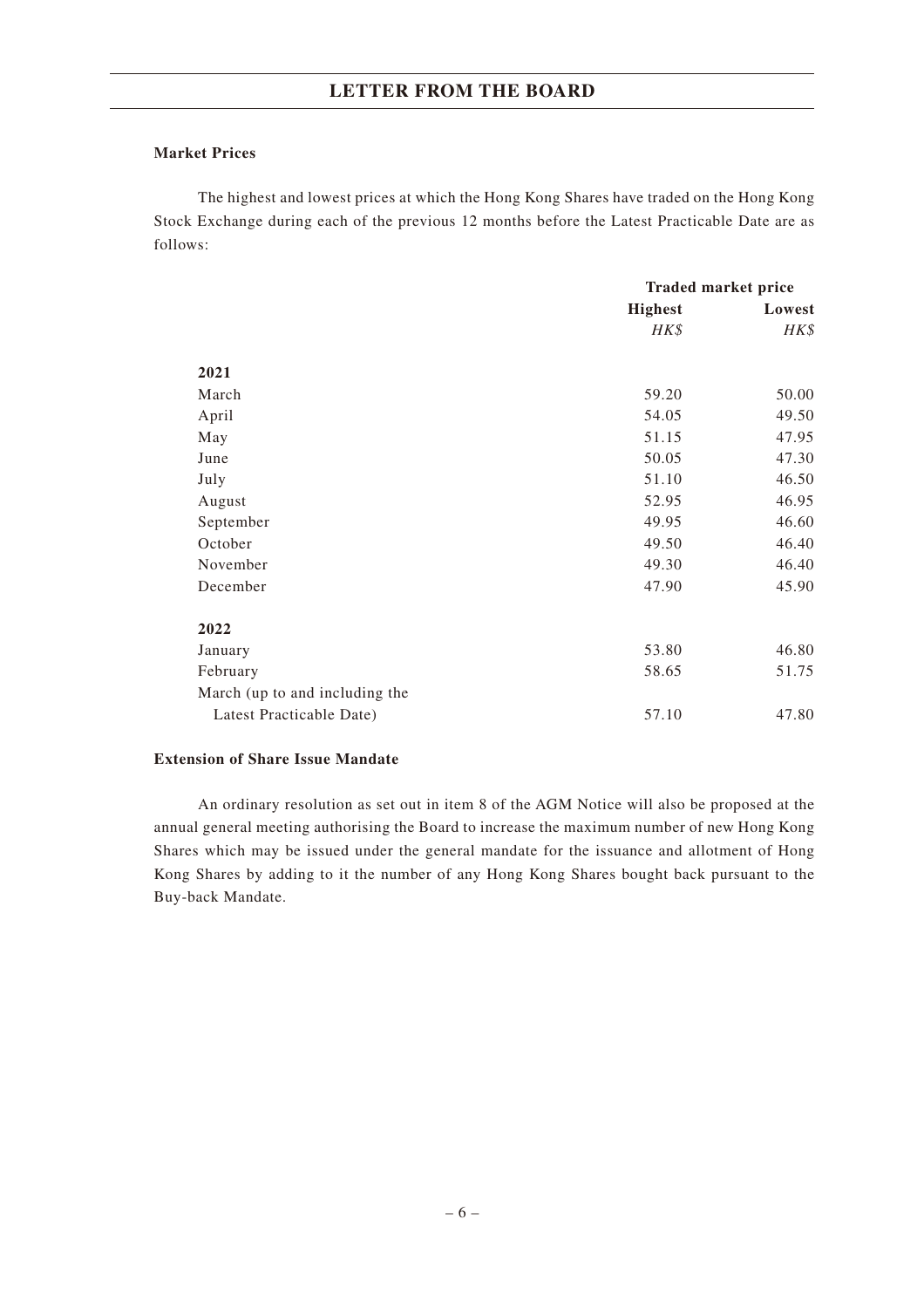### Market Prices

The highest and lowest prices at which the Hong Kong Shares have traded on the Hong Kong Stock Exchange during each of the previous 12 months before the Latest Practicable Date are as follows:

| | Traded market price | |
|---|---|---|
| | **Highest** | **Lowest** |
| | *HK$* | *HK$* |
| **2021** | | |
| March | 59.20 | 50.00 |
| April | 54.05 | 49.50 |
| May | 51.15 | 47.95 |
| June | 50.05 | 47.30 |
| July | 51.10 | 46.50 |
| August | 52.95 | 46.95 |
| September | 49.95 | 46.60 |
| October | 49.50 | 46.40 |
| November | 49.30 | 46.40 |
| December | 47.90 | 45.90 |
| **2022** | | |
| January | 53.80 | 46.80 |
| February | 58.65 | 51.75 |
| March (up to and including the Latest Practicable Date) | 57.10 | 47.80 |

### Extension of Share Issue Mandate

An ordinary resolution as set out in item 8 of the AGM Notice will also be proposed at the annual general meeting authorising the Board to increase the maximum number of new Hong Kong Shares which may be issued under the general mandate for the issuance and allotment of Hong Kong Shares by adding to it the number of any Hong Kong Shares bought back pursuant to the Buy-back Mandate.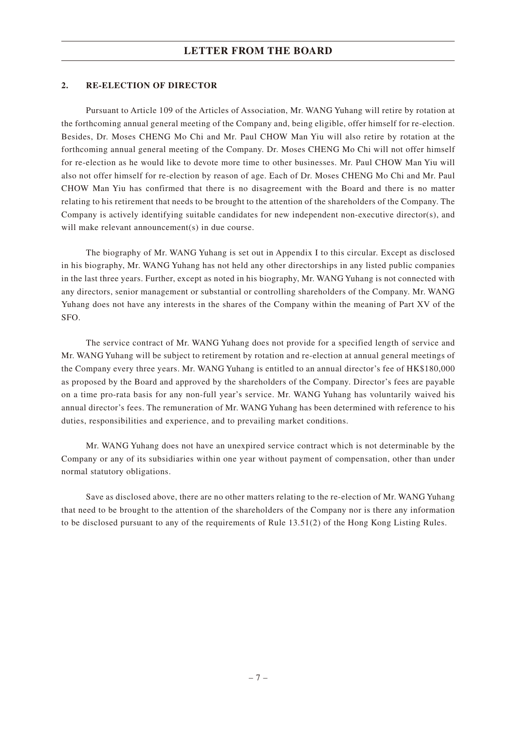## 2. RE-ELECTION OF DIRECTOR

Pursuant to Article 109 of the Articles of Association, Mr. WANG Yuhang will retire by rotation at the forthcoming annual general meeting of the Company and, being eligible, offer himself for re-election. Besides, Dr. Moses CHENG Mo Chi and Mr. Paul CHOW Man Yiu will also retire by rotation at the forthcoming annual general meeting of the Company. Dr. Moses CHENG Mo Chi will not offer himself for re-election as he would like to devote more time to other businesses. Mr. Paul CHOW Man Yiu will also not offer himself for re-election by reason of age. Each of Dr. Moses CHENG Mo Chi and Mr. Paul CHOW Man Yiu has confirmed that there is no disagreement with the Board and there is no matter relating to his retirement that needs to be brought to the attention of the shareholders of the Company. The Company is actively identifying suitable candidates for new independent non-executive director(s), and will make relevant announcement(s) in due course.

The biography of Mr. WANG Yuhang is set out in Appendix I to this circular. Except as disclosed in his biography, Mr. WANG Yuhang has not held any other directorships in any listed public companies in the last three years. Further, except as noted in his biography, Mr. WANG Yuhang is not connected with any directors, senior management or substantial or controlling shareholders of the Company. Mr. WANG Yuhang does not have any interests in the shares of the Company within the meaning of Part XV of the SFO.

The service contract of Mr. WANG Yuhang does not provide for a specified length of service and Mr. WANG Yuhang will be subject to retirement by rotation and re-election at annual general meetings of the Company every three years. Mr. WANG Yuhang is entitled to an annual director's fee of HK$180,000 as proposed by the Board and approved by the shareholders of the Company. Director's fees are payable on a time pro-rata basis for any non-full year's service. Mr. WANG Yuhang has voluntarily waived his annual director's fees. The remuneration of Mr. WANG Yuhang has been determined with reference to his duties, responsibilities and experience, and to prevailing market conditions.

Mr. WANG Yuhang does not have an unexpired service contract which is not determinable by the Company or any of its subsidiaries within one year without payment of compensation, other than under normal statutory obligations.

Save as disclosed above, there are no other matters relating to the re-election of Mr. WANG Yuhang that need to be brought to the attention of the shareholders of the Company nor is there any information to be disclosed pursuant to any of the requirements of Rule 13.51(2) of the Hong Kong Listing Rules.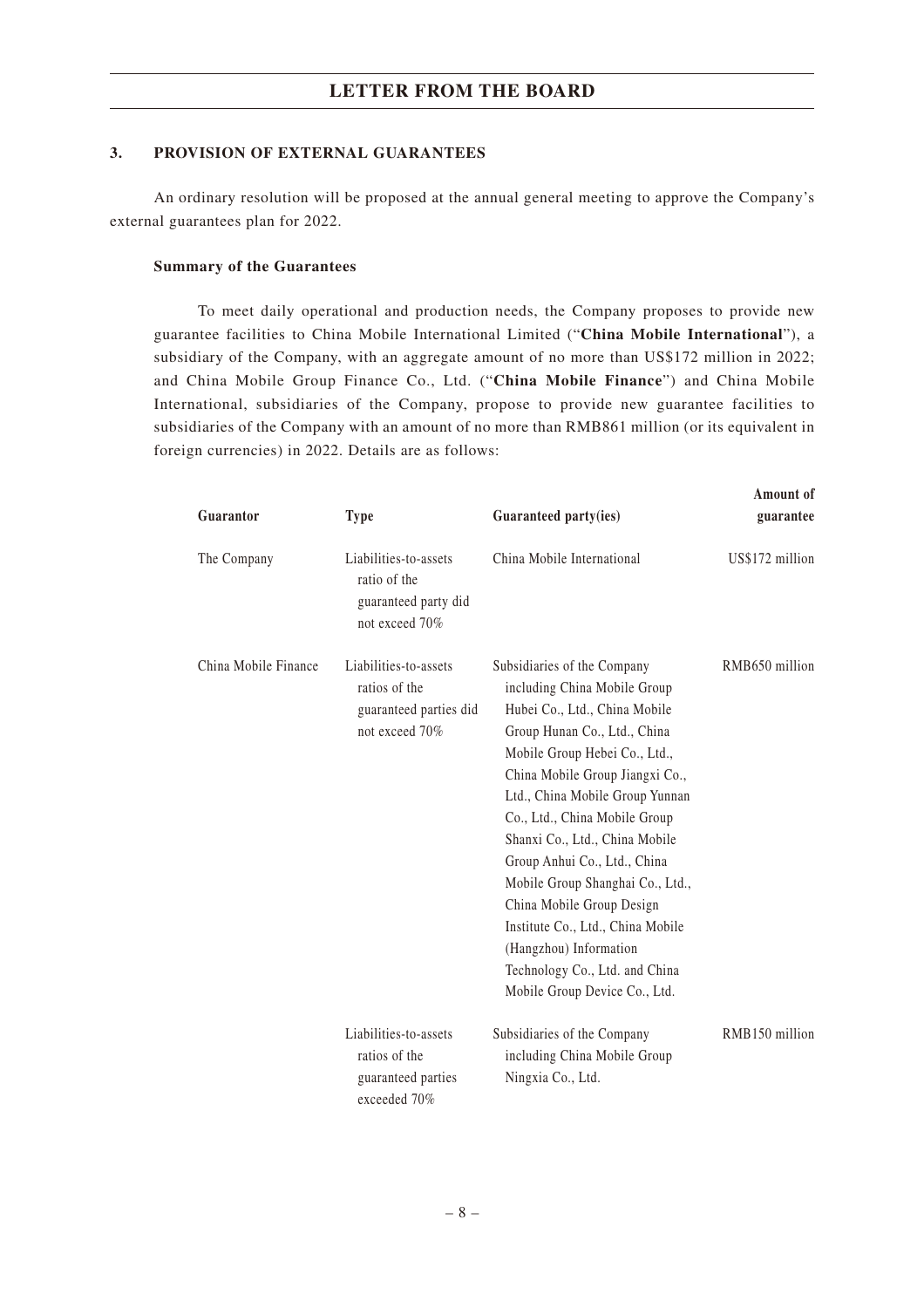### 3. PROVISION OF EXTERNAL GUARANTEES

An ordinary resolution will be proposed at the annual general meeting to approve the Company's external guarantees plan for 2022.

**Summary of the Guarantees**

To meet daily operational and production needs, the Company proposes to provide new guarantee facilities to China Mobile International Limited ("**China Mobile International**"), a subsidiary of the Company, with an aggregate amount of no more than US$172 million in 2022; and China Mobile Group Finance Co., Ltd. ("**China Mobile Finance**") and China Mobile International, subsidiaries of the Company, propose to provide new guarantee facilities to subsidiaries of the Company with an amount of no more than RMB861 million (or its equivalent in foreign currencies) in 2022. Details are as follows:

| Guarantor | Type | Guaranteed party(ies) | Amount of guarantee |
|---|---|---|---|
| The Company | Liabilities-to-assets ratio of the guaranteed party did not exceed 70% | China Mobile International | US$172 million |
| China Mobile Finance | Liabilities-to-assets ratios of the guaranteed parties did not exceed 70% | Subsidiaries of the Company including China Mobile Group Hubei Co., Ltd., China Mobile Group Hunan Co., Ltd., China Mobile Group Hebei Co., Ltd., China Mobile Group Jiangxi Co., Ltd., China Mobile Group Yunnan Co., Ltd., China Mobile Group Shanxi Co., Ltd., China Mobile Group Anhui Co., Ltd., China Mobile Group Shanghai Co., Ltd., China Mobile Group Design Institute Co., Ltd., China Mobile (Hangzhou) Information Technology Co., Ltd. and China Mobile Group Device Co., Ltd. | RMB650 million |
| | Liabilities-to-assets ratios of the guaranteed parties exceeded 70% | Subsidiaries of the Company including China Mobile Group Ningxia Co., Ltd. | RMB150 million |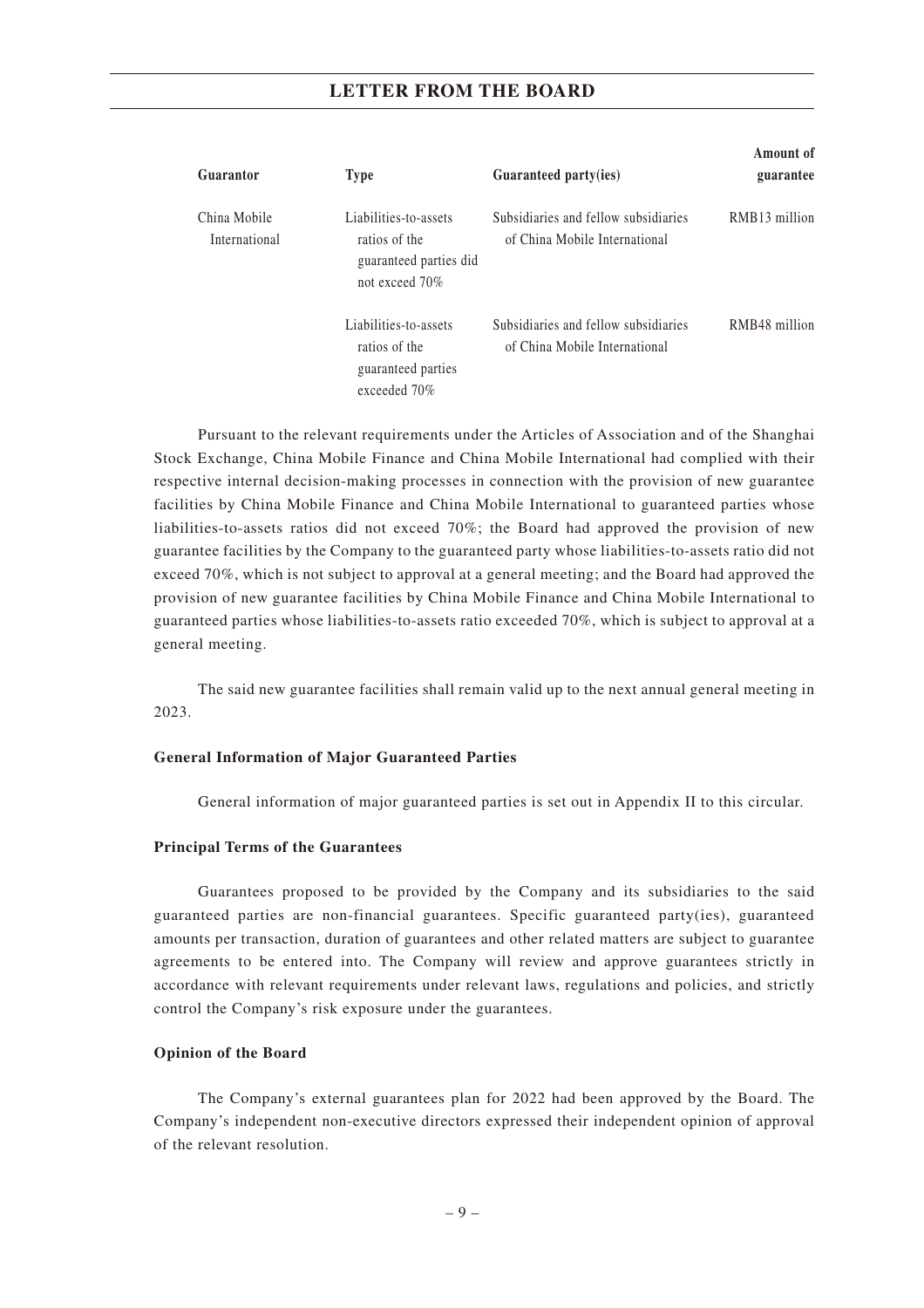| Guarantor | Type | Guaranteed party(ies) | Amount of guarantee |
|---|---|---|---|
| China Mobile International | Liabilities-to-assets ratios of the guaranteed parties did not exceed 70% | Subsidiaries and fellow subsidiaries of China Mobile International | RMB13 million |
| | Liabilities-to-assets ratios of the guaranteed parties exceeded 70% | Subsidiaries and fellow subsidiaries of China Mobile International | RMB48 million |

Pursuant to the relevant requirements under the Articles of Association and of the Shanghai Stock Exchange, China Mobile Finance and China Mobile International had complied with their respective internal decision-making processes in connection with the provision of new guarantee facilities by China Mobile Finance and China Mobile International to guaranteed parties whose liabilities-to-assets ratios did not exceed 70%; the Board had approved the provision of new guarantee facilities by the Company to the guaranteed party whose liabilities-to-assets ratio did not exceed 70%, which is not subject to approval at a general meeting; and the Board had approved the provision of new guarantee facilities by China Mobile Finance and China Mobile International to guaranteed parties whose liabilities-to-assets ratio exceeded 70%, which is subject to approval at a general meeting.

The said new guarantee facilities shall remain valid up to the next annual general meeting in 2023.

**General Information of Major Guaranteed Parties**

General information of major guaranteed parties is set out in Appendix II to this circular.

**Principal Terms of the Guarantees**

Guarantees proposed to be provided by the Company and its subsidiaries to the said guaranteed parties are non-financial guarantees. Specific guaranteed party(ies), guaranteed amounts per transaction, duration of guarantees and other related matters are subject to guarantee agreements to be entered into. The Company will review and approve guarantees strictly in accordance with relevant requirements under relevant laws, regulations and policies, and strictly control the Company's risk exposure under the guarantees.

**Opinion of the Board**

The Company's external guarantees plan for 2022 had been approved by the Board. The Company's independent non-executive directors expressed their independent opinion of approval of the relevant resolution.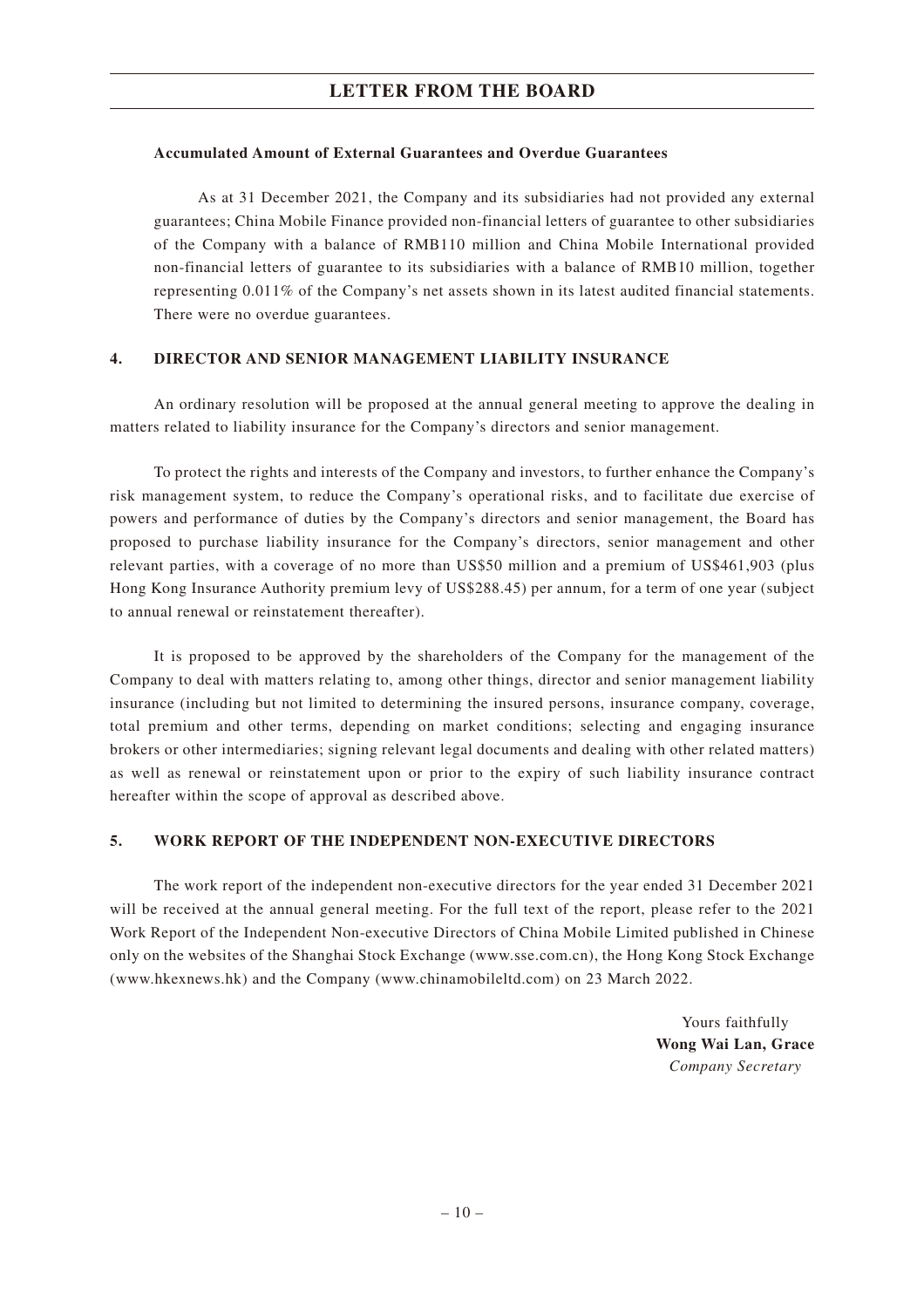**Accumulated Amount of External Guarantees and Overdue Guarantees**

As at 31 December 2021, the Company and its subsidiaries had not provided any external guarantees; China Mobile Finance provided non-financial letters of guarantee to other subsidiaries of the Company with a balance of RMB110 million and China Mobile International provided non-financial letters of guarantee to its subsidiaries with a balance of RMB10 million, together representing 0.011% of the Company's net assets shown in its latest audited financial statements. There were no overdue guarantees.

## 4. DIRECTOR AND SENIOR MANAGEMENT LIABILITY INSURANCE

An ordinary resolution will be proposed at the annual general meeting to approve the dealing in matters related to liability insurance for the Company's directors and senior management.

To protect the rights and interests of the Company and investors, to further enhance the Company's risk management system, to reduce the Company's operational risks, and to facilitate due exercise of powers and performance of duties by the Company's directors and senior management, the Board has proposed to purchase liability insurance for the Company's directors, senior management and other relevant parties, with a coverage of no more than US$50 million and a premium of US$461,903 (plus Hong Kong Insurance Authority premium levy of US$288.45) per annum, for a term of one year (subject to annual renewal or reinstatement thereafter).

It is proposed to be approved by the shareholders of the Company for the management of the Company to deal with matters relating to, among other things, director and senior management liability insurance (including but not limited to determining the insured persons, insurance company, coverage, total premium and other terms, depending on market conditions; selecting and engaging insurance brokers or other intermediaries; signing relevant legal documents and dealing with other related matters) as well as renewal or reinstatement upon or prior to the expiry of such liability insurance contract hereafter within the scope of approval as described above.

## 5. WORK REPORT OF THE INDEPENDENT NON-EXECUTIVE DIRECTORS

The work report of the independent non-executive directors for the year ended 31 December 2021 will be received at the annual general meeting. For the full text of the report, please refer to the 2021 Work Report of the Independent Non-executive Directors of China Mobile Limited published in Chinese only on the websites of the Shanghai Stock Exchange (www.sse.com.cn), the Hong Kong Stock Exchange (www.hkexnews.hk) and the Company (www.chinamobileltd.com) on 23 March 2022.

Yours faithfully

**Wong Wai Lan, Grace**

*Company Secretary*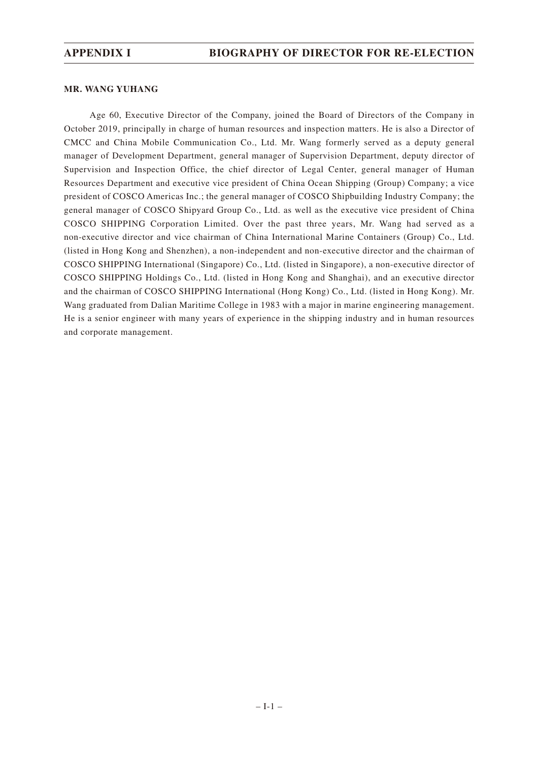## APPENDIX I BIOGRAPHY OF DIRECTOR FOR RE-ELECTION

**MR. WANG YUHANG**

Age 60, Executive Director of the Company, joined the Board of Directors of the Company in October 2019, principally in charge of human resources and inspection matters. He is also a Director of CMCC and China Mobile Communication Co., Ltd. Mr. Wang formerly served as a deputy general manager of Development Department, general manager of Supervision Department, deputy director of Supervision and Inspection Office, the chief director of Legal Center, general manager of Human Resources Department and executive vice president of China Ocean Shipping (Group) Company; a vice president of COSCO Americas Inc.; the general manager of COSCO Shipbuilding Industry Company; the general manager of COSCO Shipyard Group Co., Ltd. as well as the executive vice president of China COSCO SHIPPING Corporation Limited. Over the past three years, Mr. Wang had served as a non-executive director and vice chairman of China International Marine Containers (Group) Co., Ltd. (listed in Hong Kong and Shenzhen), a non-independent and non-executive director and the chairman of COSCO SHIPPING International (Singapore) Co., Ltd. (listed in Singapore), a non-executive director of COSCO SHIPPING Holdings Co., Ltd. (listed in Hong Kong and Shanghai), and an executive director and the chairman of COSCO SHIPPING International (Hong Kong) Co., Ltd. (listed in Hong Kong). Mr. Wang graduated from Dalian Maritime College in 1983 with a major in marine engineering management. He is a senior engineer with many years of experience in the shipping industry and in human resources and corporate management.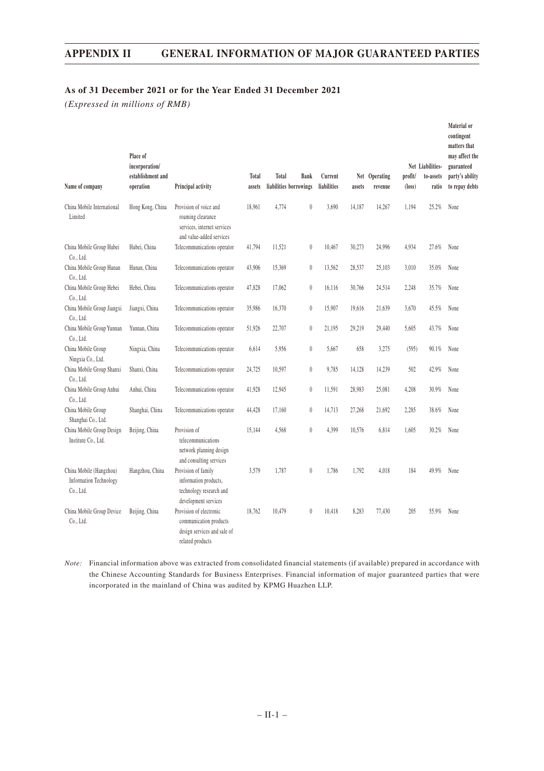## APPENDIX II GENERAL INFORMATION OF MAJOR GUARANTEED PARTIES

**As of 31 December 2021 or for the Year Ended 31 December 2021**

*(Expressed in millions of RMB)*

| Name of company | Place of incorporation/ establishment and operation | Principal activity | Total assets | Total liabilities | Bank borrowings | Current liabilities | Net assets | Operating revenue | Net profit/ (loss) | Liabilities-to-assets ratio | Material or contingent matters that may affect the guaranteed party's ability to repay debts |
|---|---|---|---|---|---|---|---|---|---|---|---|
| China Mobile International Limited | Hong Kong, China | Provision of voice and roaming clearance services, internet services and value-added services | 18,961 | 4,774 | 0 | 3,690 | 14,187 | 14,267 | 1,194 | 25.2% | None |
| China Mobile Group Hubei Co., Ltd. | Hubei, China | Telecommunications operator | 41,794 | 11,521 | 0 | 10,467 | 30,273 | 24,996 | 4,934 | 27.6% | None |
| China Mobile Group Hunan Co., Ltd. | Hunan, China | Telecommunications operator | 43,906 | 15,369 | 0 | 13,562 | 28,537 | 25,103 | 3,010 | 35.0% | None |
| China Mobile Group Hebei Co., Ltd. | Hebei, China | Telecommunications operator | 47,828 | 17,062 | 0 | 16,116 | 30,766 | 24,514 | 2,248 | 35.7% | None |
| China Mobile Group Jiangxi Co., Ltd. | Jiangxi, China | Telecommunications operator | 35,986 | 16,370 | 0 | 15,907 | 19,616 | 21,639 | 3,670 | 45.5% | None |
| China Mobile Group Yunnan Co., Ltd. | Yunnan, China | Telecommunications operator | 51,926 | 22,707 | 0 | 21,195 | 29,219 | 29,440 | 5,605 | 43.7% | None |
| China Mobile Group Ningxia Co., Ltd. | Ningxia, China | Telecommunications operator | 6,614 | 5,956 | 0 | 5,667 | 658 | 3,275 | (595) | 90.1% | None |
| China Mobile Group Shanxi Co., Ltd. | Shanxi, China | Telecommunications operator | 24,725 | 10,597 | 0 | 9,785 | 14,128 | 14,239 | 502 | 42.9% | None |
| China Mobile Group Anhui Co., Ltd. | Anhui, China | Telecommunications operator | 41,928 | 12,945 | 0 | 11,591 | 28,983 | 25,081 | 4,208 | 30.9% | None |
| China Mobile Group Shanghai Co., Ltd. | Shanghai, China | Telecommunications operator | 44,428 | 17,160 | 0 | 14,713 | 27,268 | 21,692 | 2,285 | 38.6% | None |
| China Mobile Group Design Institute Co., Ltd. | Beijing, China | Provision of telecommunications network planning design and consulting services | 15,144 | 4,568 | 0 | 4,399 | 10,576 | 6,814 | 1,605 | 30.2% | None |
| China Mobile (Hangzhou) Information Technology Co., Ltd. | Hangzhou, China | Provision of family information products, technology research and development services | 3,579 | 1,787 | 0 | 1,786 | 1,792 | 4,018 | 184 | 49.9% | None |
| China Mobile Group Device Co., Ltd. | Beijing, China | Provision of electronic communication products design services and sale of related products | 18,762 | 10,479 | 0 | 10,418 | 8,283 | 77,430 | 205 | 55.9% | None |

*Note:* Financial information above was extracted from consolidated financial statements (if available) prepared in accordance with the Chinese Accounting Standards for Business Enterprises. Financial information of major guaranteed parties that were incorporated in the mainland of China was audited by KPMG Huazhen LLP.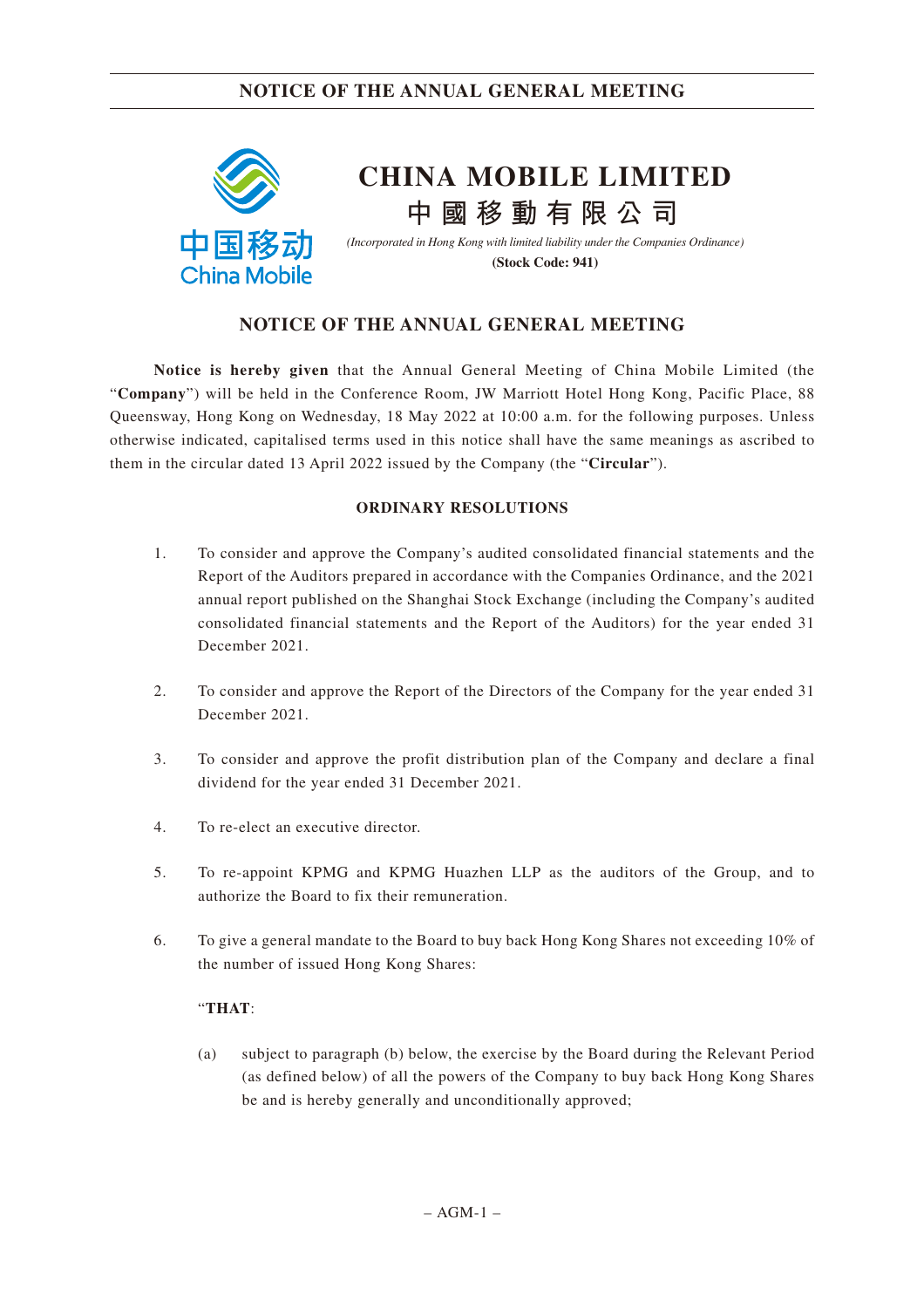# CHINA MOBILE LIMITED

# 中國移動有限公司

*(Incorporated in Hong Kong with limited liability under the Companies Ordinance)*

**(Stock Code: 941)**

## NOTICE OF THE ANNUAL GENERAL MEETING

**Notice is hereby given** that the Annual General Meeting of China Mobile Limited (the "**Company**") will be held in the Conference Room, JW Marriott Hotel Hong Kong, Pacific Place, 88 Queensway, Hong Kong on Wednesday, 18 May 2022 at 10:00 a.m. for the following purposes. Unless otherwise indicated, capitalised terms used in this notice shall have the same meanings as ascribed to them in the circular dated 13 April 2022 issued by the Company (the "**Circular**").

### ORDINARY RESOLUTIONS

1. To consider and approve the Company's audited consolidated financial statements and the Report of the Auditors prepared in accordance with the Companies Ordinance, and the 2021 annual report published on the Shanghai Stock Exchange (including the Company's audited consolidated financial statements and the Report of the Auditors) for the year ended 31 December 2021.

2. To consider and approve the Report of the Directors of the Company for the year ended 31 December 2021.

3. To consider and approve the profit distribution plan of the Company and declare a final dividend for the year ended 31 December 2021.

4. To re-elect an executive director.

5. To re-appoint KPMG and KPMG Huazhen LLP as the auditors of the Group, and to authorize the Board to fix their remuneration.

6. To give a general mandate to the Board to buy back Hong Kong Shares not exceeding 10% of the number of issued Hong Kong Shares:

   "**THAT**:

   (a) subject to paragraph (b) below, the exercise by the Board during the Relevant Period (as defined below) of all the powers of the Company to buy back Hong Kong Shares be and is hereby generally and unconditionally approved;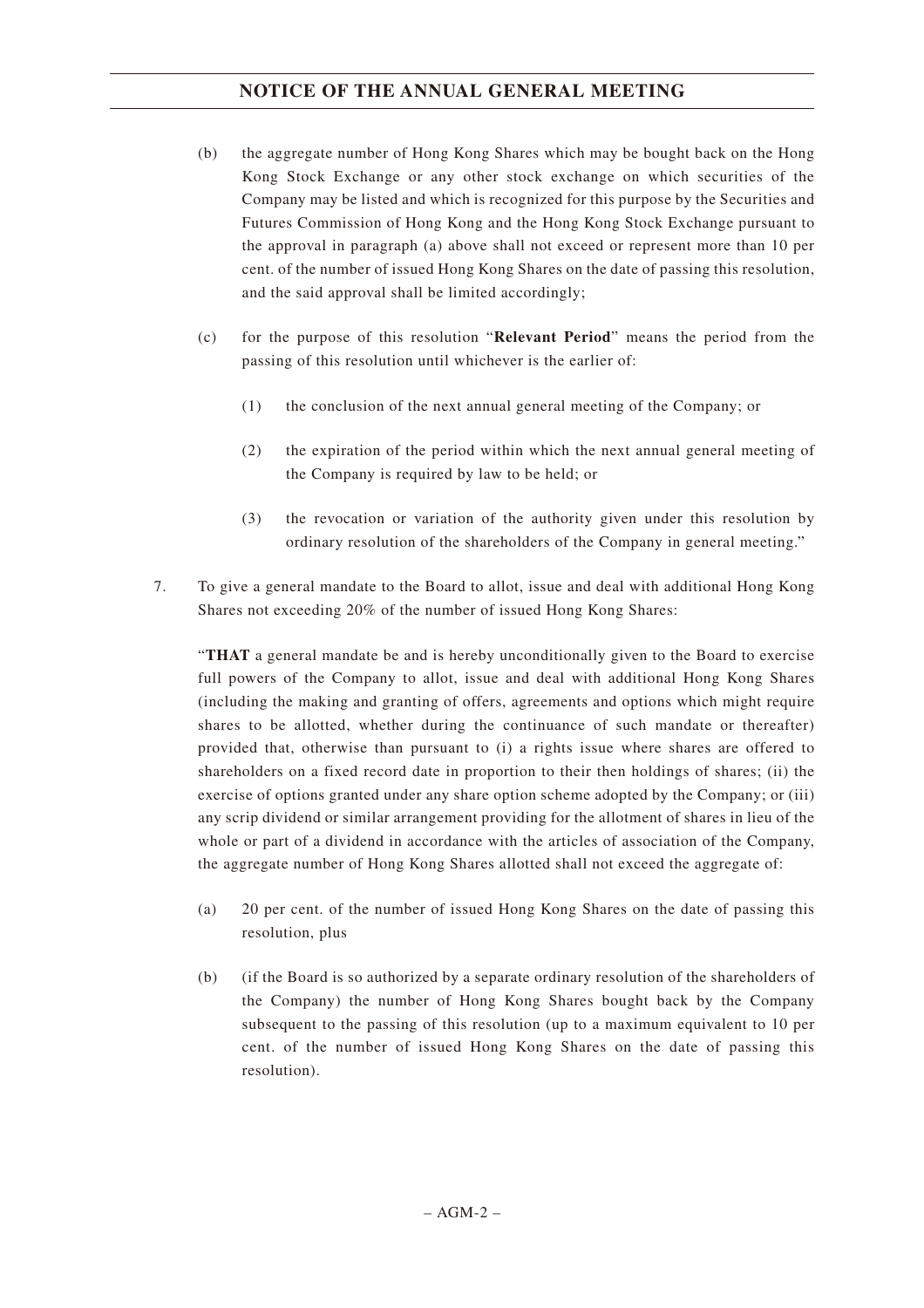(b) the aggregate number of Hong Kong Shares which may be bought back on the Hong Kong Stock Exchange or any other stock exchange on which securities of the Company may be listed and which is recognized for this purpose by the Securities and Futures Commission of Hong Kong and the Hong Kong Stock Exchange pursuant to the approval in paragraph (a) above shall not exceed or represent more than 10 per cent. of the number of issued Hong Kong Shares on the date of passing this resolution, and the said approval shall be limited accordingly;

(c) for the purpose of this resolution "**Relevant Period**" means the period from the passing of this resolution until whichever is the earlier of:

(1) the conclusion of the next annual general meeting of the Company; or

(2) the expiration of the period within which the next annual general meeting of the Company is required by law to be held; or

(3) the revocation or variation of the authority given under this resolution by ordinary resolution of the shareholders of the Company in general meeting."

7. To give a general mandate to the Board to allot, issue and deal with additional Hong Kong Shares not exceeding 20% of the number of issued Hong Kong Shares:

"**THAT** a general mandate be and is hereby unconditionally given to the Board to exercise full powers of the Company to allot, issue and deal with additional Hong Kong Shares (including the making and granting of offers, agreements and options which might require shares to be allotted, whether during the continuance of such mandate or thereafter) provided that, otherwise than pursuant to (i) a rights issue where shares are offered to shareholders on a fixed record date in proportion to their then holdings of shares; (ii) the exercise of options granted under any share option scheme adopted by the Company; or (iii) any scrip dividend or similar arrangement providing for the allotment of shares in lieu of the whole or part of a dividend in accordance with the articles of association of the Company, the aggregate number of Hong Kong Shares allotted shall not exceed the aggregate of:

(a) 20 per cent. of the number of issued Hong Kong Shares on the date of passing this resolution, plus

(b) (if the Board is so authorized by a separate ordinary resolution of the shareholders of the Company) the number of Hong Kong Shares bought back by the Company subsequent to the passing of this resolution (up to a maximum equivalent to 10 per cent. of the number of issued Hong Kong Shares on the date of passing this resolution).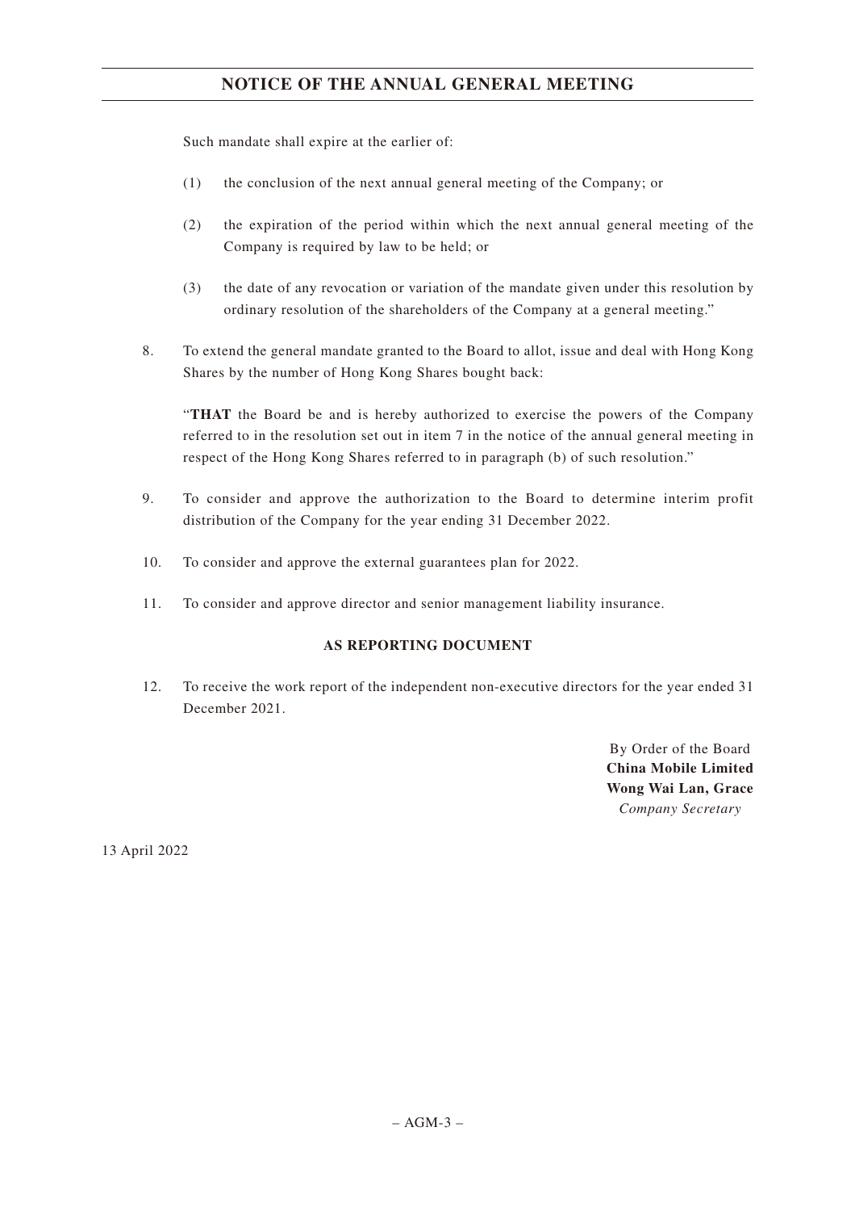Such mandate shall expire at the earlier of:

(1) the conclusion of the next annual general meeting of the Company; or

(2) the expiration of the period within which the next annual general meeting of the Company is required by law to be held; or

(3) the date of any revocation or variation of the mandate given under this resolution by ordinary resolution of the shareholders of the Company at a general meeting."

8. To extend the general mandate granted to the Board to allot, issue and deal with Hong Kong Shares by the number of Hong Kong Shares bought back:

   "**THAT** the Board be and is hereby authorized to exercise the powers of the Company referred to in the resolution set out in item 7 in the notice of the annual general meeting in respect of the Hong Kong Shares referred to in paragraph (b) of such resolution."

9. To consider and approve the authorization to the Board to determine interim profit distribution of the Company for the year ending 31 December 2022.

10. To consider and approve the external guarantees plan for 2022.

11. To consider and approve director and senior management liability insurance.

**AS REPORTING DOCUMENT**

12. To receive the work report of the independent non-executive directors for the year ended 31 December 2021.

By Order of the Board
**China Mobile Limited**
**Wong Wai Lan, Grace**
*Company Secretary*

13 April 2022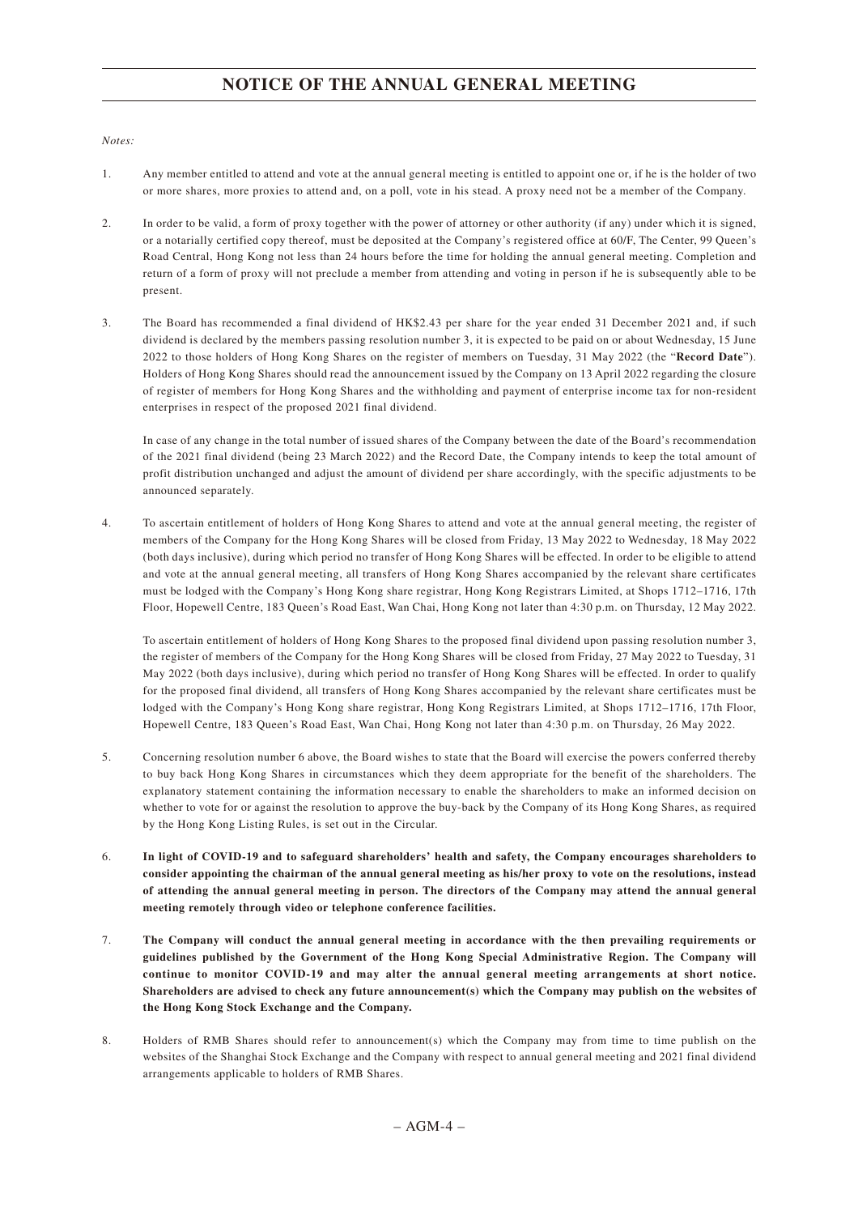# NOTICE OF THE ANNUAL GENERAL MEETING

*Notes:*

1. Any member entitled to attend and vote at the annual general meeting is entitled to appoint one or, if he is the holder of two or more shares, more proxies to attend and, on a poll, vote in his stead. A proxy need not be a member of the Company.

2. In order to be valid, a form of proxy together with the power of attorney or other authority (if any) under which it is signed, or a notarially certified copy thereof, must be deposited at the Company's registered office at 60/F, The Center, 99 Queen's Road Central, Hong Kong not less than 24 hours before the time for holding the annual general meeting. Completion and return of a form of proxy will not preclude a member from attending and voting in person if he is subsequently able to be present.

3. The Board has recommended a final dividend of HK$2.43 per share for the year ended 31 December 2021 and, if such dividend is declared by the members passing resolution number 3, it is expected to be paid on or about Wednesday, 15 June 2022 to those holders of Hong Kong Shares on the register of members on Tuesday, 31 May 2022 (the "**Record Date**"). Holders of Hong Kong Shares should read the announcement issued by the Company on 13 April 2022 regarding the closure of register of members for Hong Kong Shares and the withholding and payment of enterprise income tax for non-resident enterprises in respect of the proposed 2021 final dividend.

   In case of any change in the total number of issued shares of the Company between the date of the Board's recommendation of the 2021 final dividend (being 23 March 2022) and the Record Date, the Company intends to keep the total amount of profit distribution unchanged and adjust the amount of dividend per share accordingly, with the specific adjustments to be announced separately.

4. To ascertain entitlement of holders of Hong Kong Shares to attend and vote at the annual general meeting, the register of members of the Company for the Hong Kong Shares will be closed from Friday, 13 May 2022 to Wednesday, 18 May 2022 (both days inclusive), during which period no transfer of Hong Kong Shares will be effected. In order to be eligible to attend and vote at the annual general meeting, all transfers of Hong Kong Shares accompanied by the relevant share certificates must be lodged with the Company's Hong Kong share registrar, Hong Kong Registrars Limited, at Shops 1712–1716, 17th Floor, Hopewell Centre, 183 Queen's Road East, Wan Chai, Hong Kong not later than 4:30 p.m. on Thursday, 12 May 2022.

   To ascertain entitlement of holders of Hong Kong Shares to the proposed final dividend upon passing resolution number 3, the register of members of the Company for the Hong Kong Shares will be closed from Friday, 27 May 2022 to Tuesday, 31 May 2022 (both days inclusive), during which period no transfer of Hong Kong Shares will be effected. In order to qualify for the proposed final dividend, all transfers of Hong Kong Shares accompanied by the relevant share certificates must be lodged with the Company's Hong Kong share registrar, Hong Kong Registrars Limited, at Shops 1712–1716, 17th Floor, Hopewell Centre, 183 Queen's Road East, Wan Chai, Hong Kong not later than 4:30 p.m. on Thursday, 26 May 2022.

5. Concerning resolution number 6 above, the Board wishes to state that the Board will exercise the powers conferred thereby to buy back Hong Kong Shares in circumstances which they deem appropriate for the benefit of the shareholders. The explanatory statement containing the information necessary to enable the shareholders to make an informed decision on whether to vote for or against the resolution to approve the buy-back by the Company of its Hong Kong Shares, as required by the Hong Kong Listing Rules, is set out in the Circular.

6. **In light of COVID-19 and to safeguard shareholders' health and safety, the Company encourages shareholders to consider appointing the chairman of the annual general meeting as his/her proxy to vote on the resolutions, instead of attending the annual general meeting in person. The directors of the Company may attend the annual general meeting remotely through video or telephone conference facilities.**

7. **The Company will conduct the annual general meeting in accordance with the then prevailing requirements or guidelines published by the Government of the Hong Kong Special Administrative Region. The Company will continue to monitor COVID-19 and may alter the annual general meeting arrangements at short notice. Shareholders are advised to check any future announcement(s) which the Company may publish on the websites of the Hong Kong Stock Exchange and the Company.**

8. Holders of RMB Shares should refer to announcement(s) which the Company may from time to time publish on the websites of the Shanghai Stock Exchange and the Company with respect to annual general meeting and 2021 final dividend arrangements applicable to holders of RMB Shares.